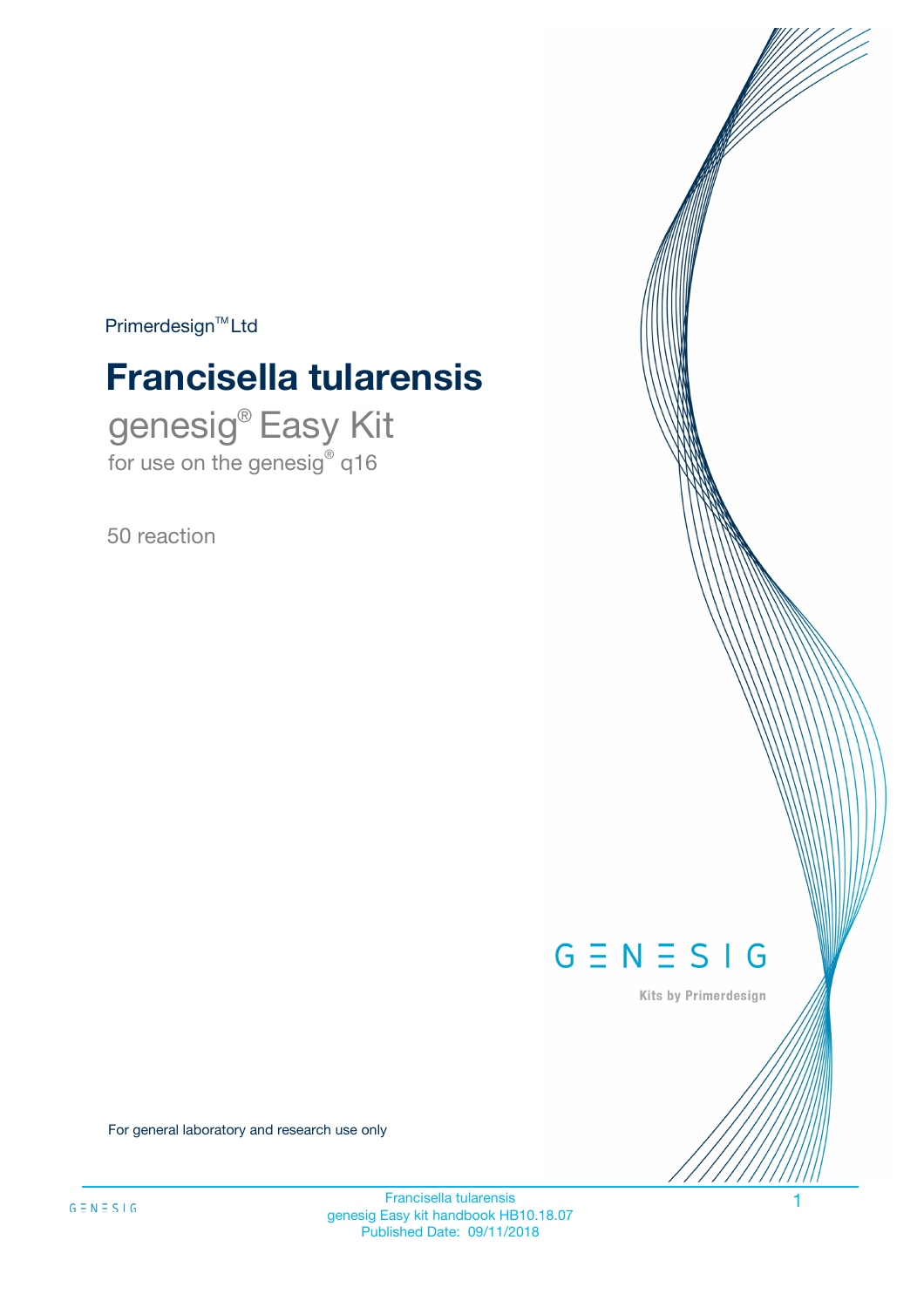Primerdesign™ Ltd

# Francisella tularensis

## genesig® Easy Kit

for use on the genesig® q16

50 reaction

GENESIG

Kits by Primerdesign

For general laboratory and research use only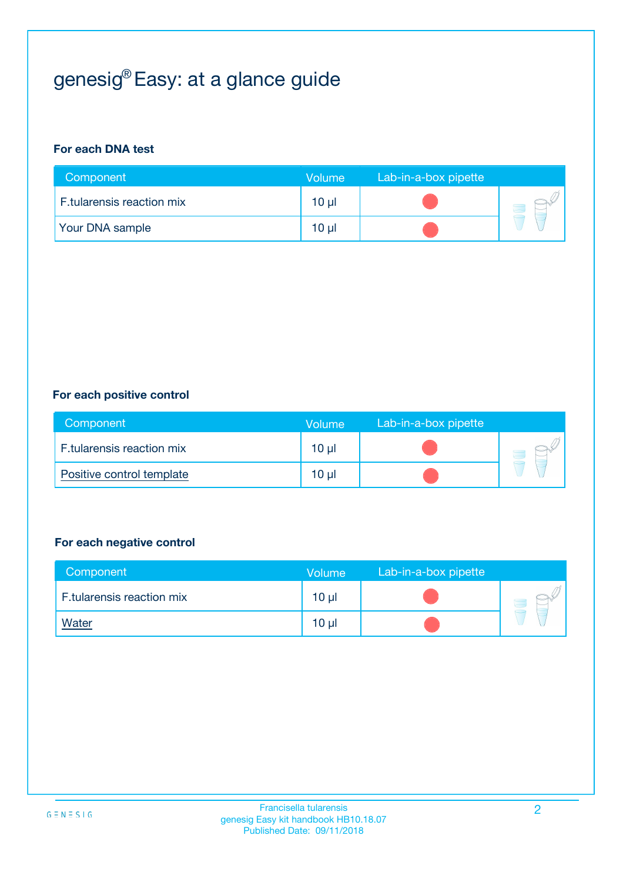# genesig® Easy: at a glance guide

**For each DNA test**

| Component | Volume | Lab-in-a-box pipette |
|---|---|---|
| F.tularensis reaction mix | 10 µl | |
| Your DNA sample | 10 µl | |

**For each positive control**

| Component | Volume | Lab-in-a-box pipette |
|---|---|---|
| F.tularensis reaction mix | 10 µl | |
| Positive control template | 10 µl | |

**For each negative control**

| Component | Volume | Lab-in-a-box pipette |
|---|---|---|
| F.tularensis reaction mix | 10 µl | |
| Water | 10 µl | |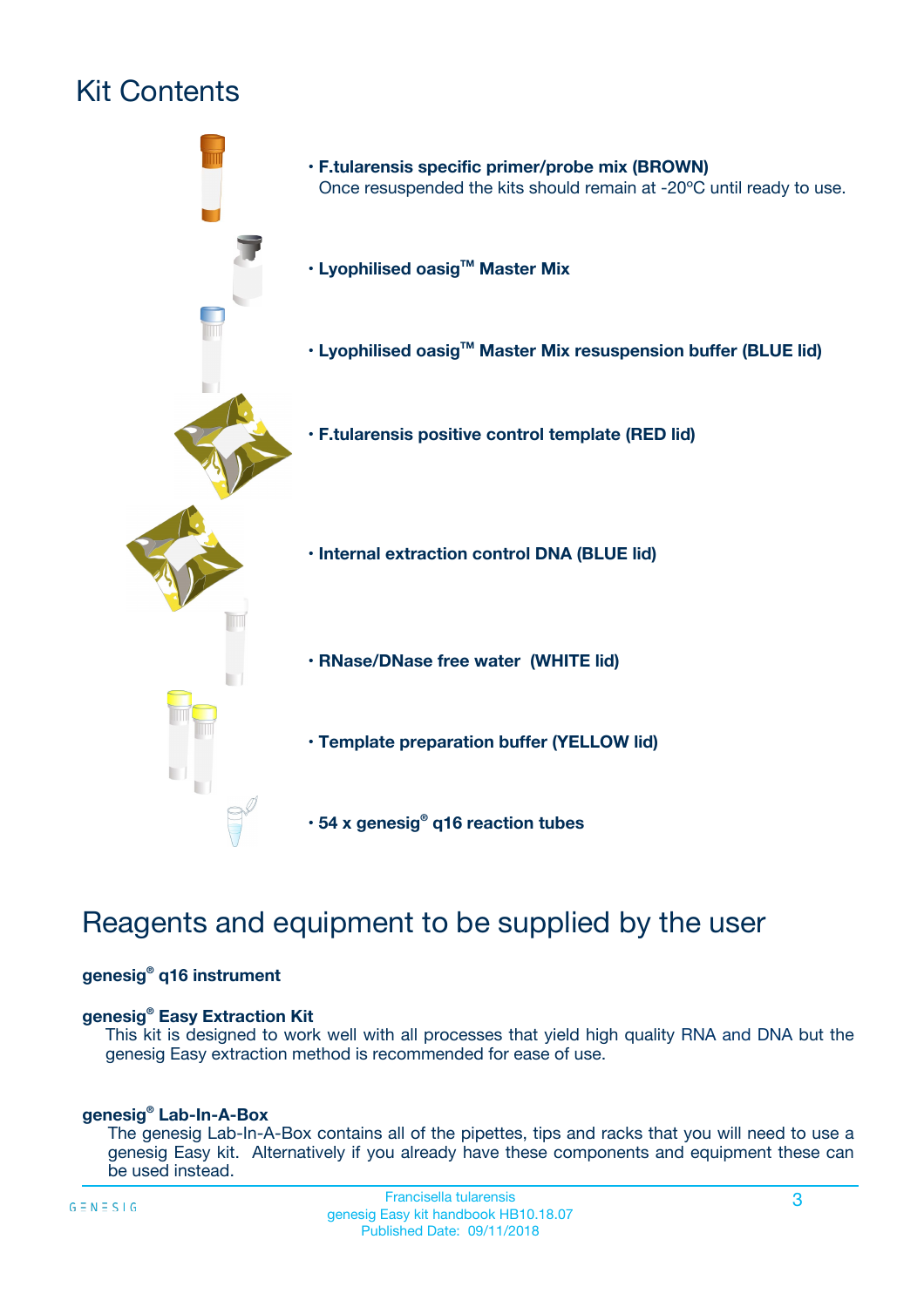# Kit Contents

- **F.tularensis specific primer/probe mix (BROWN)**
  Once resuspended the kits should remain at -20ºC until ready to use.
- **Lyophilised oasig™ Master Mix**
- **Lyophilised oasig™ Master Mix resuspension buffer (BLUE lid)**
- **F.tularensis positive control template (RED lid)**
- **Internal extraction control DNA (BLUE lid)**
- **RNase/DNase free water (WHITE lid)**
- **Template preparation buffer (YELLOW lid)**
- **54 x genesig® q16 reaction tubes**

# Reagents and equipment to be supplied by the user

**genesig® q16 instrument**

**genesig® Easy Extraction Kit**
This kit is designed to work well with all processes that yield high quality RNA and DNA but the genesig Easy extraction method is recommended for ease of use.

**genesig® Lab-In-A-Box**
The genesig Lab-In-A-Box contains all of the pipettes, tips and racks that you will need to use a genesig Easy kit. Alternatively if you already have these components and equipment these can be used instead.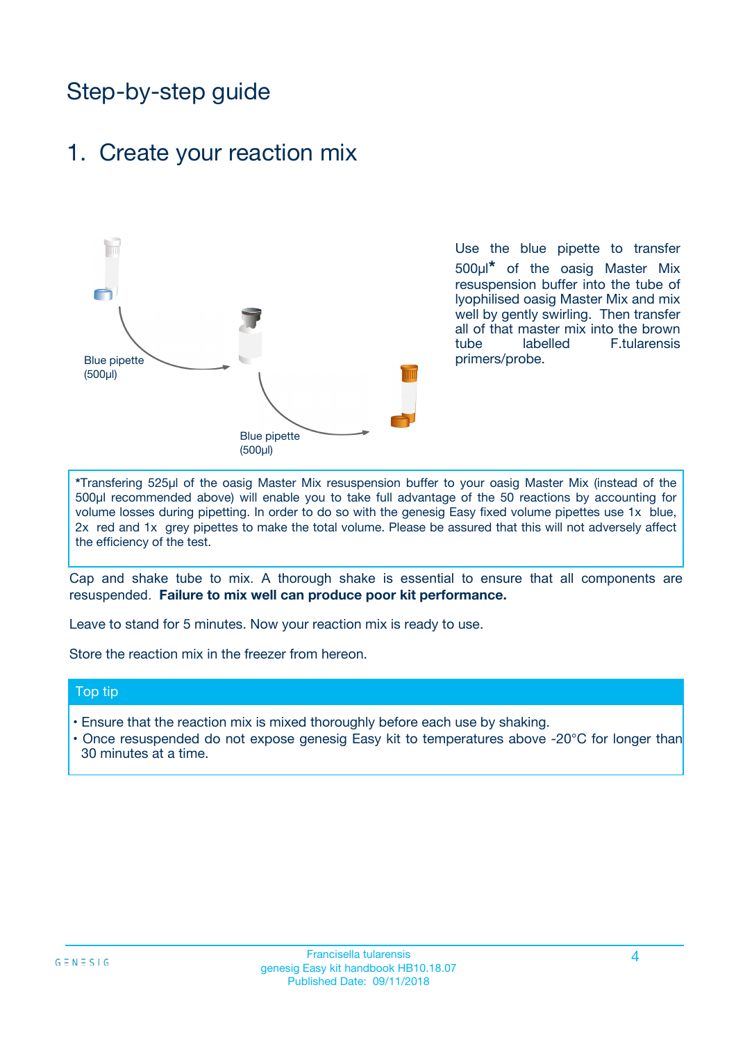# Step-by-step guide

## 1. Create your reaction mix

Blue pipette (500µl)

Blue pipette (500µl)

Use the blue pipette to transfer 500µl* of the oasig Master Mix resuspension buffer into the tube of lyophilised oasig Master Mix and mix well by gently swirling. Then transfer all of that master mix into the brown tube labelled F.tularensis primers/probe.

*Transfering 525µl of the oasig Master Mix resuspension buffer to your oasig Master Mix (instead of the 500µl recommended above) will enable you to take full advantage of the 50 reactions by accounting for volume losses during pipetting. In order to do so with the genesig Easy fixed volume pipettes use 1x blue, 2x red and 1x grey pipettes to make the total volume. Please be assured that this will not adversely affect the efficiency of the test.

Cap and shake tube to mix. A thorough shake is essential to ensure that all components are resuspended. **Failure to mix well can produce poor kit performance.**

Leave to stand for 5 minutes. Now your reaction mix is ready to use.

Store the reaction mix in the freezer from hereon.

### Top tip

- Ensure that the reaction mix is mixed thoroughly before each use by shaking.
- Once resuspended do not expose genesig Easy kit to temperatures above -20°C for longer than 30 minutes at a time.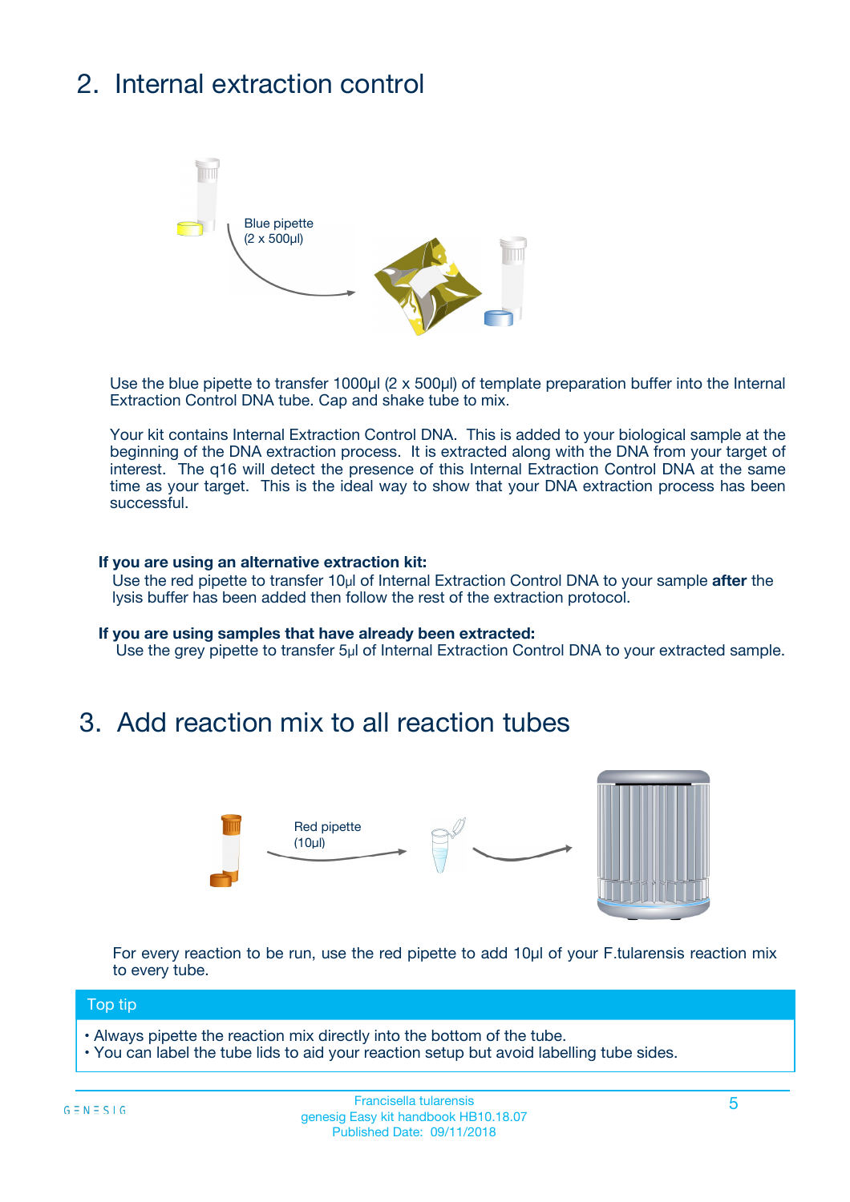## 2. Internal extraction control

Blue pipette
(2 x 500µl)

Use the blue pipette to transfer 1000µl (2 x 500µl) of template preparation buffer into the Internal Extraction Control DNA tube. Cap and shake tube to mix.

Your kit contains Internal Extraction Control DNA. This is added to your biological sample at the beginning of the DNA extraction process. It is extracted along with the DNA from your target of interest. The q16 will detect the presence of this Internal Extraction Control DNA at the same time as your target. This is the ideal way to show that your DNA extraction process has been successful.

**If you are using an alternative extraction kit:**
Use the red pipette to transfer 10µl of Internal Extraction Control DNA to your sample **after** the lysis buffer has been added then follow the rest of the extraction protocol.

**If you are using samples that have already been extracted:**
Use the grey pipette to transfer 5µl of Internal Extraction Control DNA to your extracted sample.

## 3. Add reaction mix to all reaction tubes

Red pipette
(10µl)

For every reaction to be run, use the red pipette to add 10µl of your F.tularensis reaction mix to every tube.

**Top tip**

- Always pipette the reaction mix directly into the bottom of the tube.
- You can label the tube lids to aid your reaction setup but avoid labelling tube sides.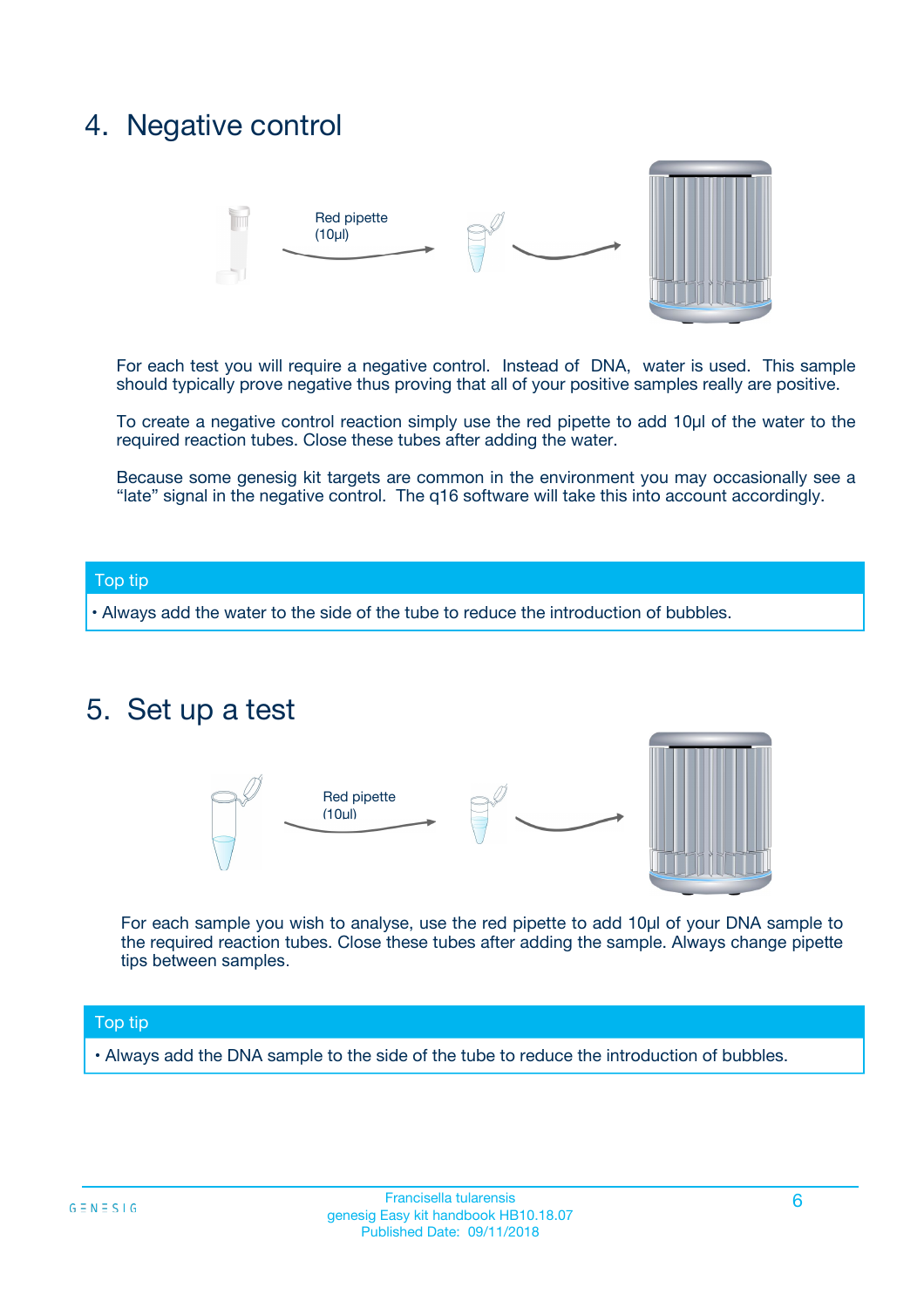## 4. Negative control

Red pipette (10µl)

For each test you will require a negative control. Instead of DNA, water is used. This sample should typically prove negative thus proving that all of your positive samples really are positive.

To create a negative control reaction simply use the red pipette to add 10µl of the water to the required reaction tubes. Close these tubes after adding the water.

Because some genesig kit targets are common in the environment you may occasionally see a "late" signal in the negative control. The q16 software will take this into account accordingly.

**Top tip**

- Always add the water to the side of the tube to reduce the introduction of bubbles.

## 5. Set up a test

Red pipette (10µl)

For each sample you wish to analyse, use the red pipette to add 10µl of your DNA sample to the required reaction tubes. Close these tubes after adding the sample. Always change pipette tips between samples.

**Top tip**

- Always add the DNA sample to the side of the tube to reduce the introduction of bubbles.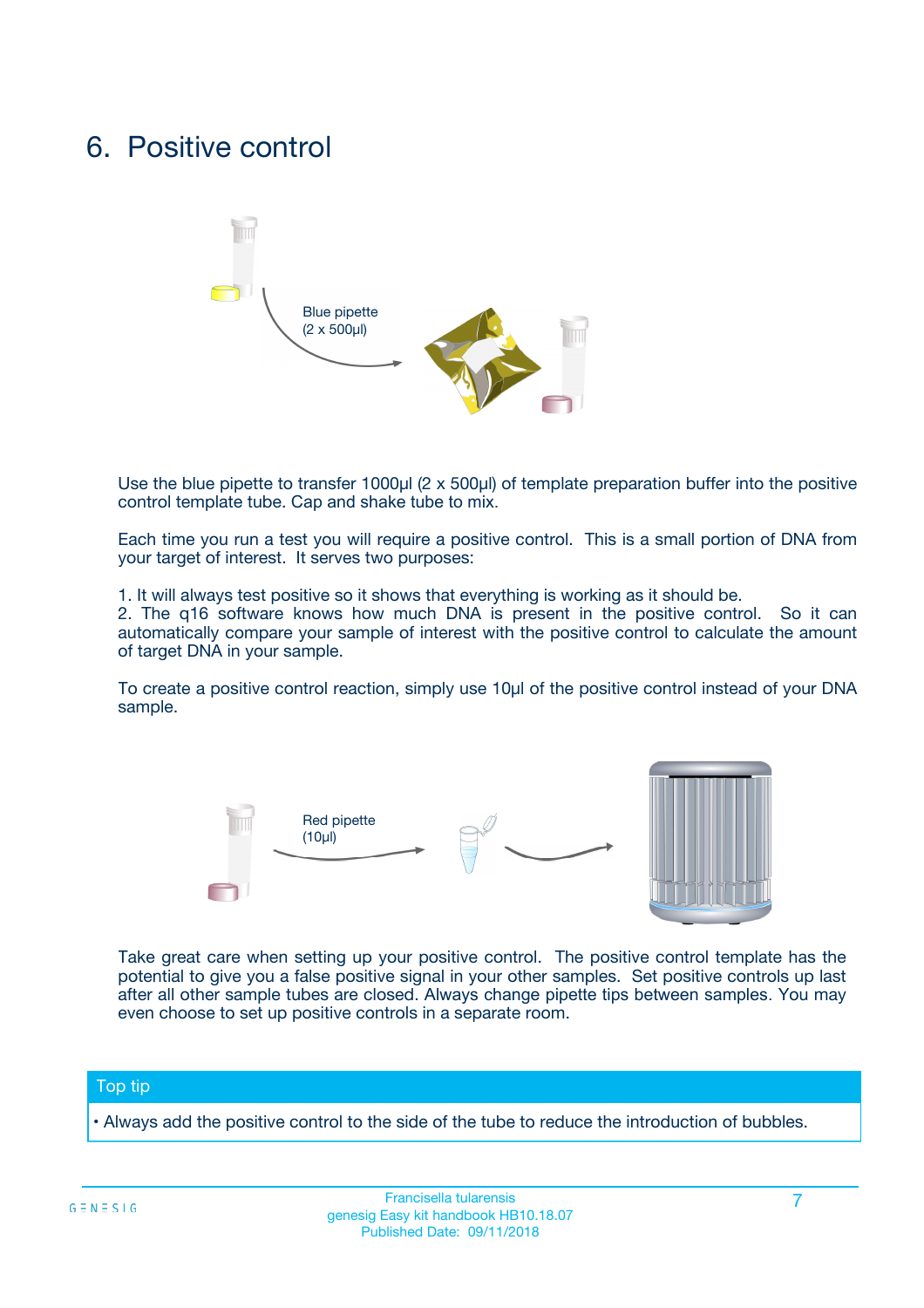# 6. Positive control

Blue pipette
(2 x 500µl)

Use the blue pipette to transfer 1000µl (2 x 500µl) of template preparation buffer into the positive control template tube. Cap and shake tube to mix.

Each time you run a test you will require a positive control. This is a small portion of DNA from your target of interest. It serves two purposes:

1. It will always test positive so it shows that everything is working as it should be.
2. The q16 software knows how much DNA is present in the positive control. So it can automatically compare your sample of interest with the positive control to calculate the amount of target DNA in your sample.

To create a positive control reaction, simply use 10µl of the positive control instead of your DNA sample.

Red pipette
(10µl)

Take great care when setting up your positive control. The positive control template has the potential to give you a false positive signal in your other samples. Set positive controls up last after all other sample tubes are closed. Always change pipette tips between samples. You may even choose to set up positive controls in a separate room.

**Top tip**

• Always add the positive control to the side of the tube to reduce the introduction of bubbles.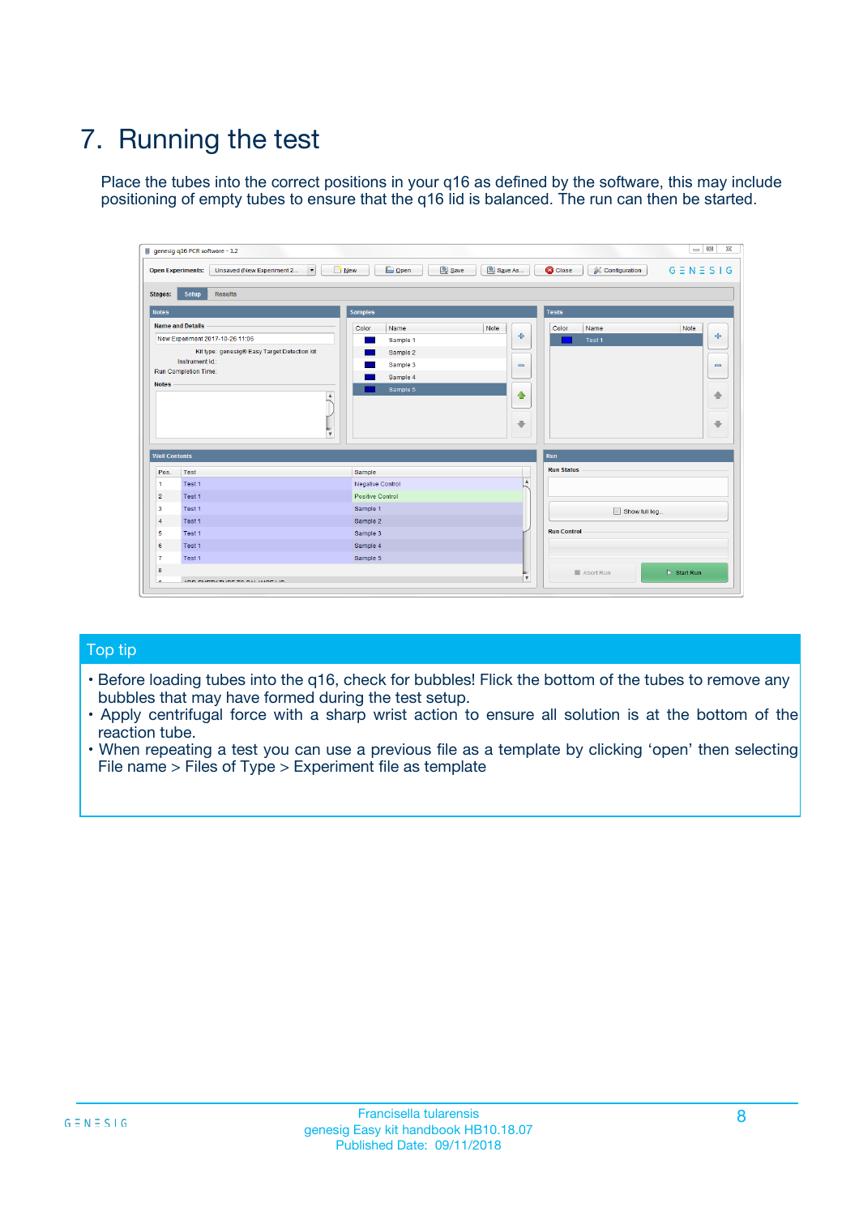# 7. Running the test

Place the tubes into the correct positions in your q16 as defined by the software, this may include positioning of empty tubes to ensure that the q16 lid is balanced. The run can then be started.

## Top tip

- Before loading tubes into the q16, check for bubbles! Flick the bottom of the tubes to remove any bubbles that may have formed during the test setup.
- Apply centrifugal force with a sharp wrist action to ensure all solution is at the bottom of the reaction tube.
- When repeating a test you can use a previous file as a template by clicking 'open' then selecting File name > Files of Type > Experiment file as template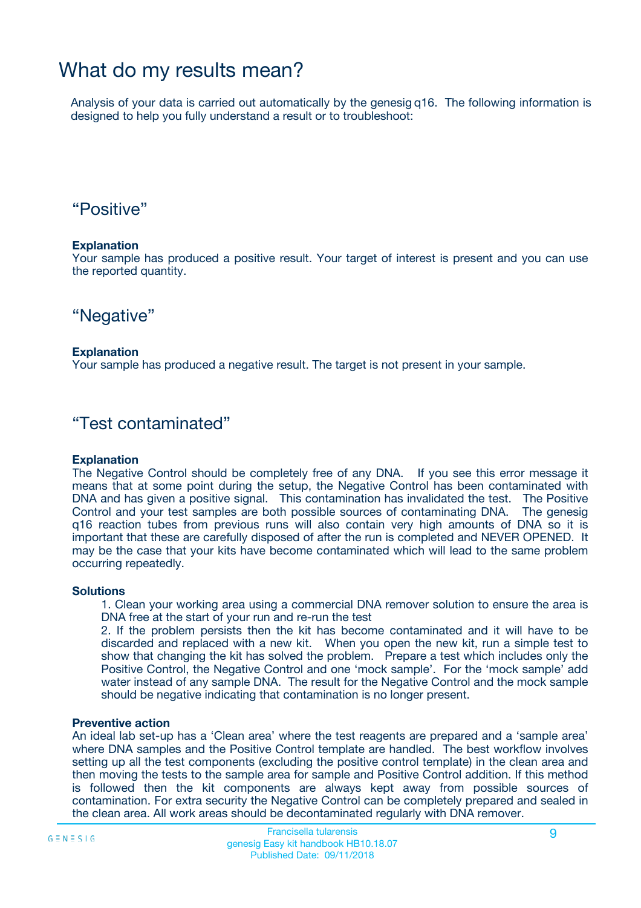# What do my results mean?

Analysis of your data is carried out automatically by the genesig q16. The following information is designed to help you fully understand a result or to troubleshoot:

## “Positive”

**Explanation**
Your sample has produced a positive result. Your target of interest is present and you can use the reported quantity.

## “Negative”

**Explanation**
Your sample has produced a negative result. The target is not present in your sample.

## “Test contaminated”

**Explanation**
The Negative Control should be completely free of any DNA. If you see this error message it means that at some point during the setup, the Negative Control has been contaminated with DNA and has given a positive signal. This contamination has invalidated the test. The Positive Control and your test samples are both possible sources of contaminating DNA. The genesig q16 reaction tubes from previous runs will also contain very high amounts of DNA so it is important that these are carefully disposed of after the run is completed and NEVER OPENED. It may be the case that your kits have become contaminated which will lead to the same problem occurring repeatedly.

**Solutions**

1. Clean your working area using a commercial DNA remover solution to ensure the area is DNA free at the start of your run and re-run the test
2. If the problem persists then the kit has become contaminated and it will have to be discarded and replaced with a new kit. When you open the new kit, run a simple test to show that changing the kit has solved the problem. Prepare a test which includes only the Positive Control, the Negative Control and one ‘mock sample’. For the ‘mock sample’ add water instead of any sample DNA. The result for the Negative Control and the mock sample should be negative indicating that contamination is no longer present.

**Preventive action**
An ideal lab set-up has a ‘Clean area’ where the test reagents are prepared and a ‘sample area’ where DNA samples and the Positive Control template are handled. The best workflow involves setting up all the test components (excluding the positive control template) in the clean area and then moving the tests to the sample area for sample and Positive Control addition. If this method is followed then the kit components are always kept away from possible sources of contamination. For extra security the Negative Control can be completely prepared and sealed in the clean area. All work areas should be decontaminated regularly with DNA remover.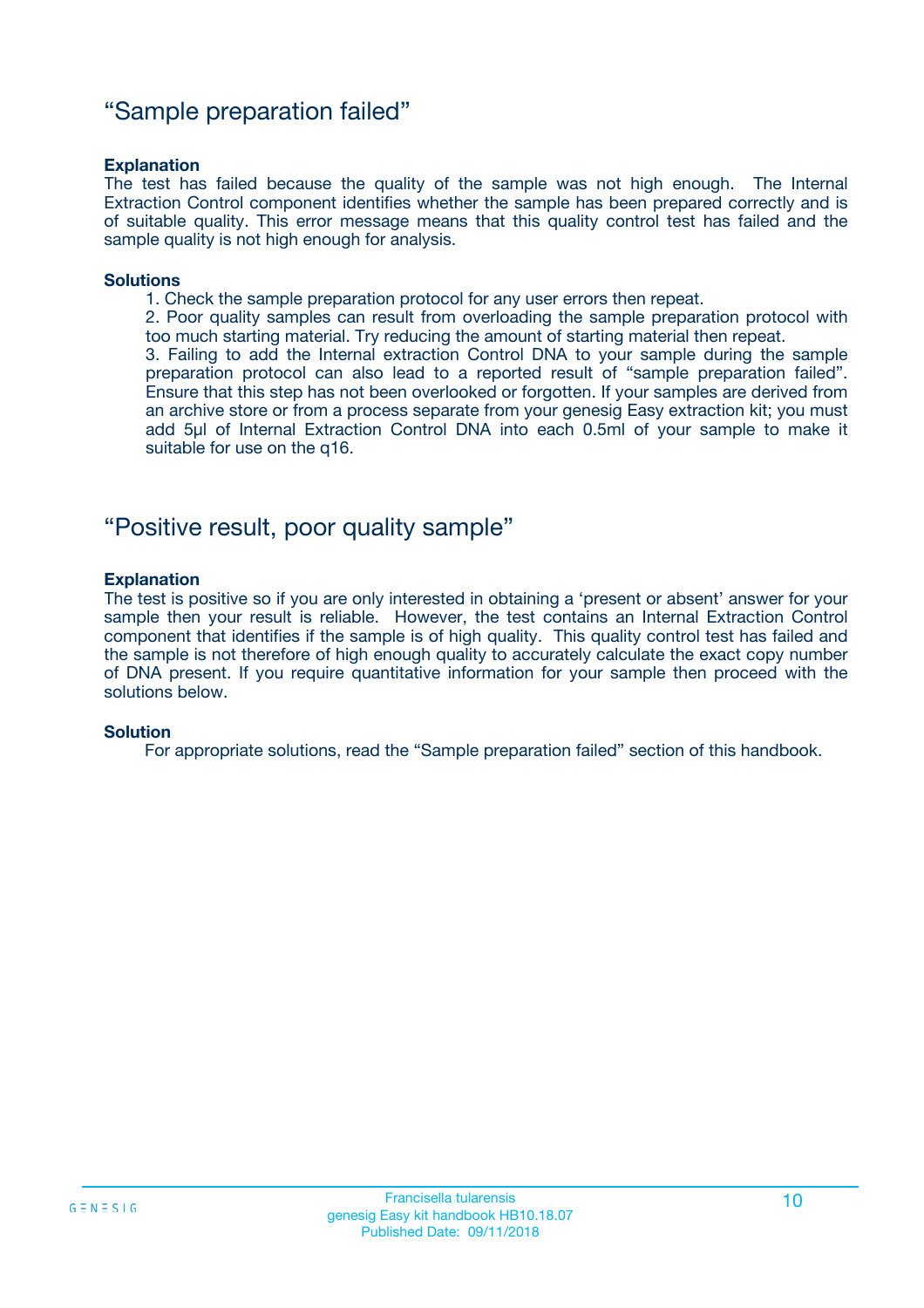## “Sample preparation failed”

**Explanation**

The test has failed because the quality of the sample was not high enough. The Internal Extraction Control component identifies whether the sample has been prepared correctly and is of suitable quality. This error message means that this quality control test has failed and the sample quality is not high enough for analysis.

**Solutions**

1. Check the sample preparation protocol for any user errors then repeat.
2. Poor quality samples can result from overloading the sample preparation protocol with too much starting material. Try reducing the amount of starting material then repeat.
3. Failing to add the Internal extraction Control DNA to your sample during the sample preparation protocol can also lead to a reported result of “sample preparation failed”. Ensure that this step has not been overlooked or forgotten. If your samples are derived from an archive store or from a process separate from your genesig Easy extraction kit; you must add 5µl of Internal Extraction Control DNA into each 0.5ml of your sample to make it suitable for use on the q16.

## “Positive result, poor quality sample”

**Explanation**

The test is positive so if you are only interested in obtaining a ‘present or absent’ answer for your sample then your result is reliable. However, the test contains an Internal Extraction Control component that identifies if the sample is of high quality. This quality control test has failed and the sample is not therefore of high enough quality to accurately calculate the exact copy number of DNA present. If you require quantitative information for your sample then proceed with the solutions below.

**Solution**

For appropriate solutions, read the “Sample preparation failed” section of this handbook.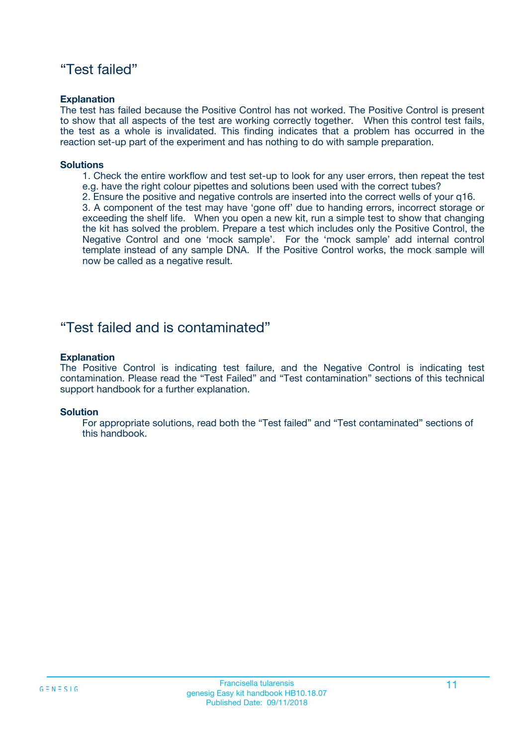## “Test failed”

**Explanation**

The test has failed because the Positive Control has not worked. The Positive Control is present to show that all aspects of the test are working correctly together. When this control test fails, the test as a whole is invalidated. This finding indicates that a problem has occurred in the reaction set-up part of the experiment and has nothing to do with sample preparation.

**Solutions**

1. Check the entire workflow and test set-up to look for any user errors, then repeat the test e.g. have the right colour pipettes and solutions been used with the correct tubes?
2. Ensure the positive and negative controls are inserted into the correct wells of your q16.
3. A component of the test may have ‘gone off’ due to handing errors, incorrect storage or exceeding the shelf life. When you open a new kit, run a simple test to show that changing the kit has solved the problem. Prepare a test which includes only the Positive Control, the Negative Control and one ‘mock sample’. For the ‘mock sample’ add internal control template instead of any sample DNA. If the Positive Control works, the mock sample will now be called as a negative result.

## “Test failed and is contaminated”

**Explanation**

The Positive Control is indicating test failure, and the Negative Control is indicating test contamination. Please read the “Test Failed” and “Test contamination” sections of this technical support handbook for a further explanation.

**Solution**

For appropriate solutions, read both the “Test failed” and “Test contaminated” sections of this handbook.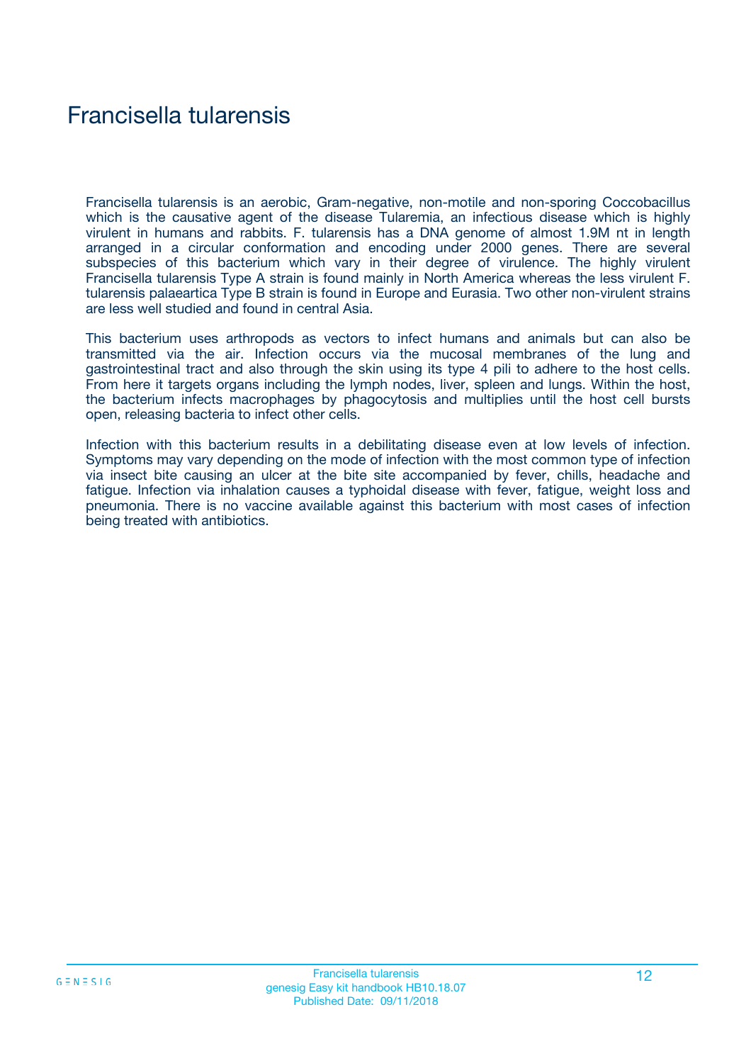# Francisella tularensis

Francisella tularensis is an aerobic, Gram-negative, non-motile and non-sporing Coccobacillus which is the causative agent of the disease Tularemia, an infectious disease which is highly virulent in humans and rabbits. F. tularensis has a DNA genome of almost 1.9M nt in length arranged in a circular conformation and encoding under 2000 genes. There are several subspecies of this bacterium which vary in their degree of virulence. The highly virulent Francisella tularensis Type A strain is found mainly in North America whereas the less virulent F. tularensis palaeartica Type B strain is found in Europe and Eurasia. Two other non-virulent strains are less well studied and found in central Asia.

This bacterium uses arthropods as vectors to infect humans and animals but can also be transmitted via the air. Infection occurs via the mucosal membranes of the lung and gastrointestinal tract and also through the skin using its type 4 pili to adhere to the host cells. From here it targets organs including the lymph nodes, liver, spleen and lungs. Within the host, the bacterium infects macrophages by phagocytosis and multiplies until the host cell bursts open, releasing bacteria to infect other cells.

Infection with this bacterium results in a debilitating disease even at low levels of infection. Symptoms may vary depending on the mode of infection with the most common type of infection via insect bite causing an ulcer at the bite site accompanied by fever, chills, headache and fatigue. Infection via inhalation causes a typhoidal disease with fever, fatigue, weight loss and pneumonia. There is no vaccine available against this bacterium with most cases of infection being treated with antibiotics.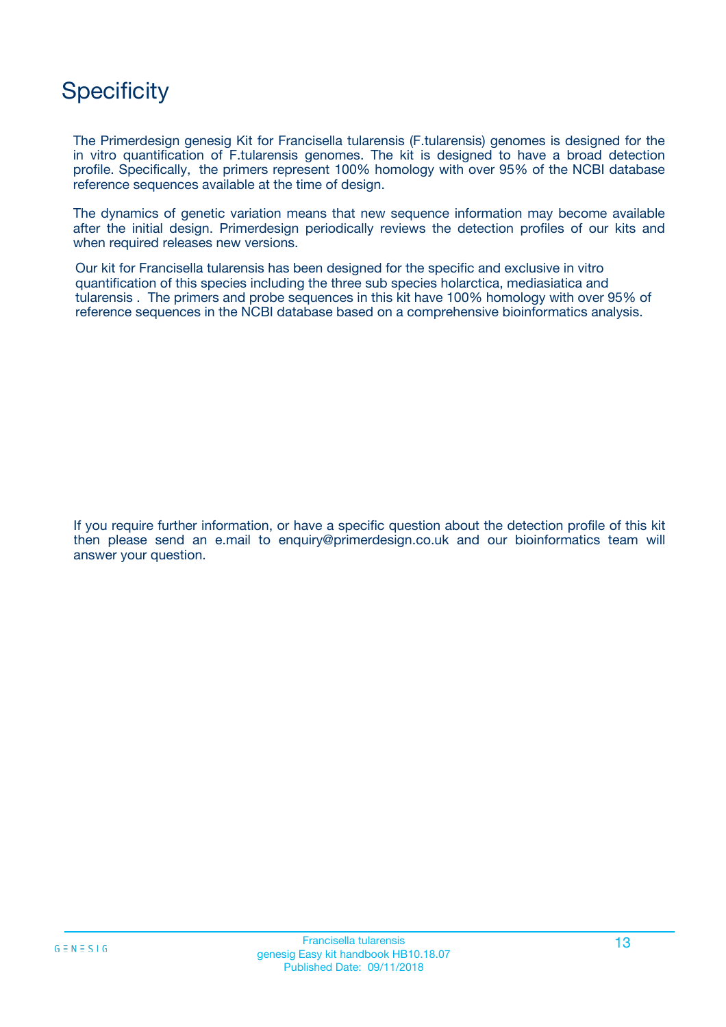# Specificity

The Primerdesign genesig Kit for Francisella tularensis (F.tularensis) genomes is designed for the in vitro quantification of F.tularensis genomes. The kit is designed to have a broad detection profile. Specifically, the primers represent 100% homology with over 95% of the NCBI database reference sequences available at the time of design.

The dynamics of genetic variation means that new sequence information may become available after the initial design. Primerdesign periodically reviews the detection profiles of our kits and when required releases new versions.

Our kit for Francisella tularensis has been designed for the specific and exclusive in vitro quantification of this species including the three sub species holarctica, mediasiatica and tularensis . The primers and probe sequences in this kit have 100% homology with over 95% of reference sequences in the NCBI database based on a comprehensive bioinformatics analysis.

If you require further information, or have a specific question about the detection profile of this kit then please send an e.mail to enquiry@primerdesign.co.uk and our bioinformatics team will answer your question.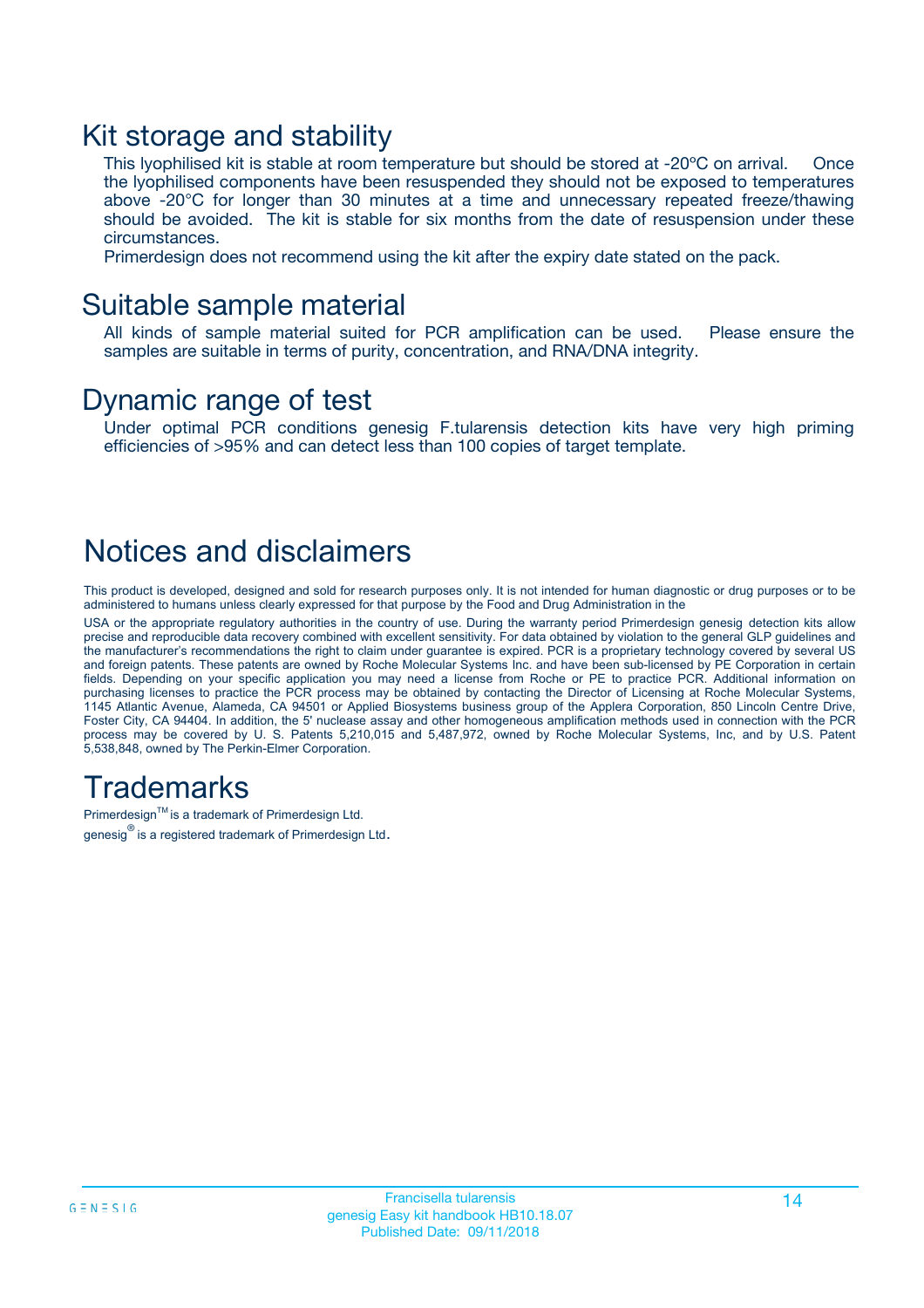## Kit storage and stability

This lyophilised kit is stable at room temperature but should be stored at -20ºC on arrival. Once the lyophilised components have been resuspended they should not be exposed to temperatures above -20°C for longer than 30 minutes at a time and unnecessary repeated freeze/thawing should be avoided. The kit is stable for six months from the date of resuspension under these circumstances.

Primerdesign does not recommend using the kit after the expiry date stated on the pack.

## Suitable sample material

All kinds of sample material suited for PCR amplification can be used. Please ensure the samples are suitable in terms of purity, concentration, and RNA/DNA integrity.

## Dynamic range of test

Under optimal PCR conditions genesig F.tularensis detection kits have very high priming efficiencies of >95% and can detect less than 100 copies of target template.

# Notices and disclaimers

This product is developed, designed and sold for research purposes only. It is not intended for human diagnostic or drug purposes or to be administered to humans unless clearly expressed for that purpose by the Food and Drug Administration in the USA or the appropriate regulatory authorities in the country of use. During the warranty period Primerdesign genesig detection kits allow precise and reproducible data recovery combined with excellent sensitivity. For data obtained by violation to the general GLP guidelines and the manufacturer's recommendations the right to claim under guarantee is expired. PCR is a proprietary technology covered by several US and foreign patents. These patents are owned by Roche Molecular Systems Inc. and have been sub-licensed by PE Corporation in certain fields. Depending on your specific application you may need a license from Roche or PE to practice PCR. Additional information on purchasing licenses to practice the PCR process may be obtained by contacting the Director of Licensing at Roche Molecular Systems, 1145 Atlantic Avenue, Alameda, CA 94501 or Applied Biosystems business group of the Applera Corporation, 850 Lincoln Centre Drive, Foster City, CA 94404. In addition, the 5' nuclease assay and other homogeneous amplification methods used in connection with the PCR process may be covered by U. S. Patents 5,210,015 and 5,487,972, owned by Roche Molecular Systems, Inc, and by U.S. Patent 5,538,848, owned by The Perkin-Elmer Corporation.

# Trademarks

Primerdesign™ is a trademark of Primerdesign Ltd.

genesig® is a registered trademark of Primerdesign Ltd.